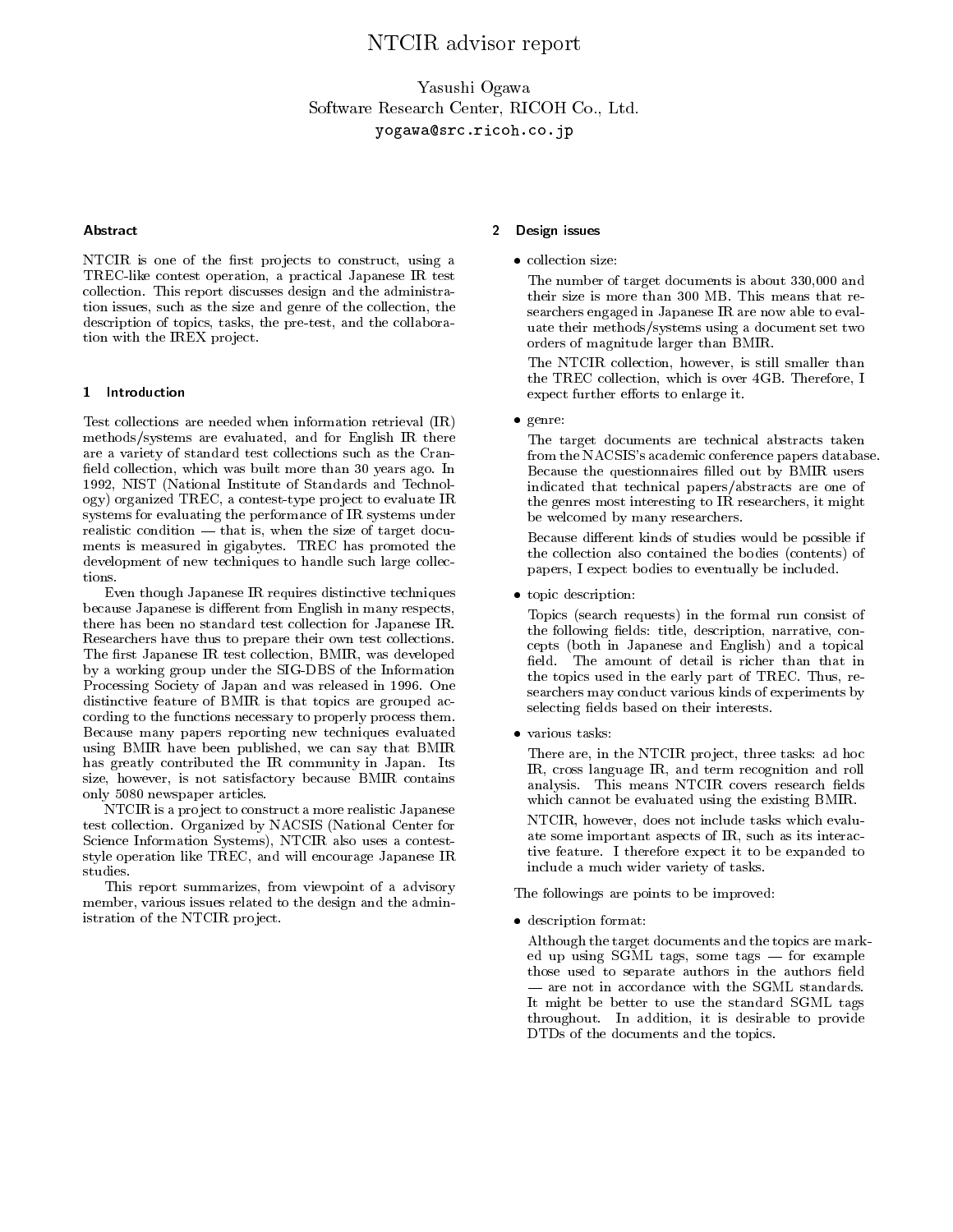# NTCIR advisor report

Yasushi Ogawa
Software Research Center, RICOH Co., Ltd.
yogawa@src.ricoh.co.jp

## Abstract

NTCIR is one of the first projects to construct, using a TREC-like contest operation, a practical Japanese IR test collection. This report discusses design and the administration issues, such as the size and genre of the collection, the description of topics, tasks, the pre-test, and the collaboration with the IREX project.

## 1 Introduction

Test collections are needed when information retrieval (IR) methods/systems are evaluated, and for English IR there are a variety of standard test collections such as the Cranfield collection, which was built more than 30 years ago. In 1992, NIST (National Institute of Standards and Technology) organized TREC, a contest-type project to evaluate IR systems for evaluating the performance of IR systems under realistic condition — that is, when the size of target documents is measured in gigabytes. TREC has promoted the development of new techniques to handle such large collections.

Even though Japanese IR requires distinctive techniques because Japanese is different from English in many respects, there has been no standard test collection for Japanese IR. Researchers have thus to prepare their own test collections. The first Japanese IR test collection, BMIR, was developed by a working group under the SIG-DBS of the Information Processing Society of Japan and was released in 1996. One distinctive feature of BMIR is that topics are grouped according to the functions necessary to properly process them. Because many papers reporting new techniques evaluated using BMIR have been published, we can say that BMIR has greatly contributed the IR community in Japan. Its size, however, is not satisfactory because BMIR contains only 5080 newspaper articles.

NTCIR is a project to construct a more realistic Japanese test collection. Organized by NACSIS (National Center for Science Information Systems), NTCIR also uses a contest-style operation like TREC, and will encourage Japanese IR studies.

This report summarizes, from viewpoint of a advisory member, various issues related to the design and the administration of the NTCIR project.

## 2 Design issues

- collection size:

  The number of target documents is about 330,000 and their size is more than 300 MB. This means that researchers engaged in Japanese IR are now able to evaluate their methods/systems using a document set two orders of magnitude larger than BMIR.

  The NTCIR collection, however, is still smaller than the TREC collection, which is over 4GB. Therefore, I expect further efforts to enlarge it.

- genre:

  The target documents are technical abstracts taken from the NACSIS's academic conference papers database. Because the questionnaires filled out by BMIR users indicated that technical papers/abstracts are one of the genres most interesting to IR researchers, it might be welcomed by many researchers.

  Because different kinds of studies would be possible if the collection also contained the bodies (contents) of papers, I expect bodies to eventually be included.

- topic description:

  Topics (search requests) in the formal run consist of the following fields: title, description, narrative, concepts (both in Japanese and English) and a topical field. The amount of detail is richer than that in the topics used in the early part of TREC. Thus, researchers may conduct various kinds of experiments by selecting fields based on their interests.

- various tasks:

  There are, in the NTCIR project, three tasks: ad hoc IR, cross language IR, and term recognition and roll analysis. This means NTCIR covers research fields which cannot be evaluated using the existing BMIR.

  NTCIR, however, does not include tasks which evaluate some important aspects of IR, such as its interactive feature. I therefore expect it to be expanded to include a much wider variety of tasks.

The followings are points to be improved:

- description format:

  Although the target documents and the topics are marked up using SGML tags, some tags — for example those used to separate authors in the authors field — are not in accordance with the SGML standards. It might be better to use the standard SGML tags throughout. In addition, it is desirable to provide DTDs of the documents and the topics.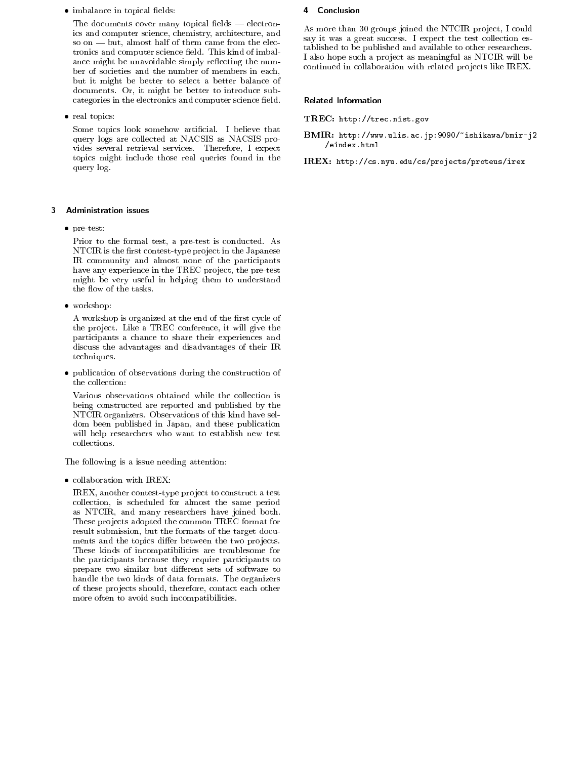- imbalance in topical fields:

  The documents cover many topical fields — electronics and computer science, chemistry, architecture, and so on — but, almost half of them came from the electronics and computer science field. This kind of imbalance might be unavoidable simply reflecting the number of societies and the number of members in each, but it might be better to select a better balance of documents. Or, it might be better to introduce subcategories in the electronics and computer science field.

- real topics:

  Some topics look somehow artificial. I believe that query logs are collected at NACSIS as NACSIS provides several retrieval services. Therefore, I expect topics might include those real queries found in the query log.

## 3 Administration issues

- pre-test:

  Prior to the formal test, a pre-test is conducted. As NTCIR is the first contest-type project in the Japanese IR community and almost none of the participants have any experience in the TREC project, the pre-test might be very useful in helping them to understand the flow of the tasks.

- workshop:

  A workshop is organized at the end of the first cycle of the project. Like a TREC conference, it will give the participants a chance to share their experiences and discuss the advantages and disadvantages of their IR techniques.

- publication of observations during the construction of the collection:

  Various observations obtained while the collection is being constructed are reported and published by the NTCIR organizers. Observations of this kind have seldom been published in Japan, and these publication will help researchers who want to establish new test collections.

The following is a issue needing attention:

- collaboration with IREX:

  IREX, another contest-type project to construct a test collection, is scheduled for almost the same period as NTCIR, and many researchers have joined both. These projects adopted the common TREC format for result submission, but the formats of the target documents and the topics differ between the two projects. These kinds of incompatibilities are troublesome for the participants because they require participants to prepare two similar but different sets of software to handle the two kinds of data formats. The organizers of these projects should, therefore, contact each other more often to avoid such incompatibilities.

## 4 Conclusion

As more than 30 groups joined the NTCIR project, I could say it was a great success. I expect the test collection established to be published and available to other researchers. I also hope such a project as meaningful as NTCIR will be continued in collaboration with related projects like IREX.

### Related Information

**TREC:** `http://trec.nist.gov`

**BMIR:** `http://www.ulis.ac.jp:9090/~ishikawa/bmir-j2/eindex.html`

**IREX:** `http://cs.nyu.edu/cs/projects/proteus/irex`